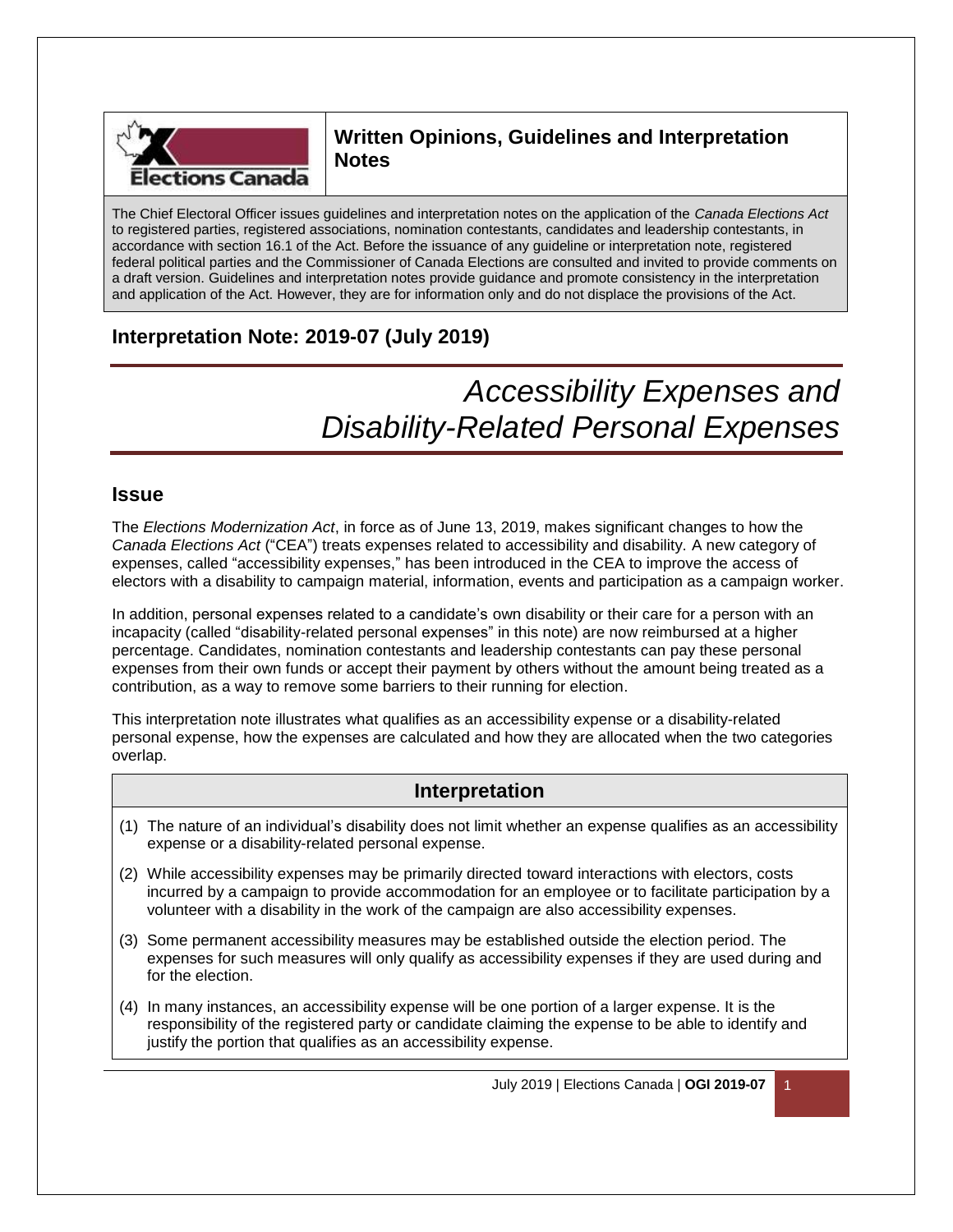**Written Opinions, Guidelines and Interpretation Notes**

The Chief Electoral Officer issues guidelines and interpretation notes on the application of the *Canada Elections Act* to registered parties, registered associations, nomination contestants, candidates and leadership contestants, in accordance with section 16.1 of the Act. Before the issuance of any guideline or interpretation note, registered federal political parties and the Commissioner of Canada Elections are consulted and invited to provide comments on a draft version. Guidelines and interpretation notes provide guidance and promote consistency in the interpretation and application of the Act. However, they are for information only and do not displace the provisions of the Act.

## Interpretation Note: 2019-07 (July 2019)

# *Accessibility Expenses and Disability-Related Personal Expenses*

## Issue

The *Elections Modernization Act*, in force as of June 13, 2019, makes significant changes to how the *Canada Elections Act* ("CEA") treats expenses related to accessibility and disability. A new category of expenses, called "accessibility expenses," has been introduced in the CEA to improve the access of electors with a disability to campaign material, information, events and participation as a campaign worker.

In addition, personal expenses related to a candidate's own disability or their care for a person with an incapacity (called "disability-related personal expenses" in this note) are now reimbursed at a higher percentage. Candidates, nomination contestants and leadership contestants can pay these personal expenses from their own funds or accept their payment by others without the amount being treated as a contribution, as a way to remove some barriers to their running for election.

This interpretation note illustrates what qualifies as an accessibility expense or a disability-related personal expense, how the expenses are calculated and how they are allocated when the two categories overlap.

## Interpretation

(1) The nature of an individual's disability does not limit whether an expense qualifies as an accessibility expense or a disability-related personal expense.

(2) While accessibility expenses may be primarily directed toward interactions with electors, costs incurred by a campaign to provide accommodation for an employee or to facilitate participation by a volunteer with a disability in the work of the campaign are also accessibility expenses.

(3) Some permanent accessibility measures may be established outside the election period. The expenses for such measures will only qualify as accessibility expenses if they are used during and for the election.

(4) In many instances, an accessibility expense will be one portion of a larger expense. It is the responsibility of the registered party or candidate claiming the expense to be able to identify and justify the portion that qualifies as an accessibility expense.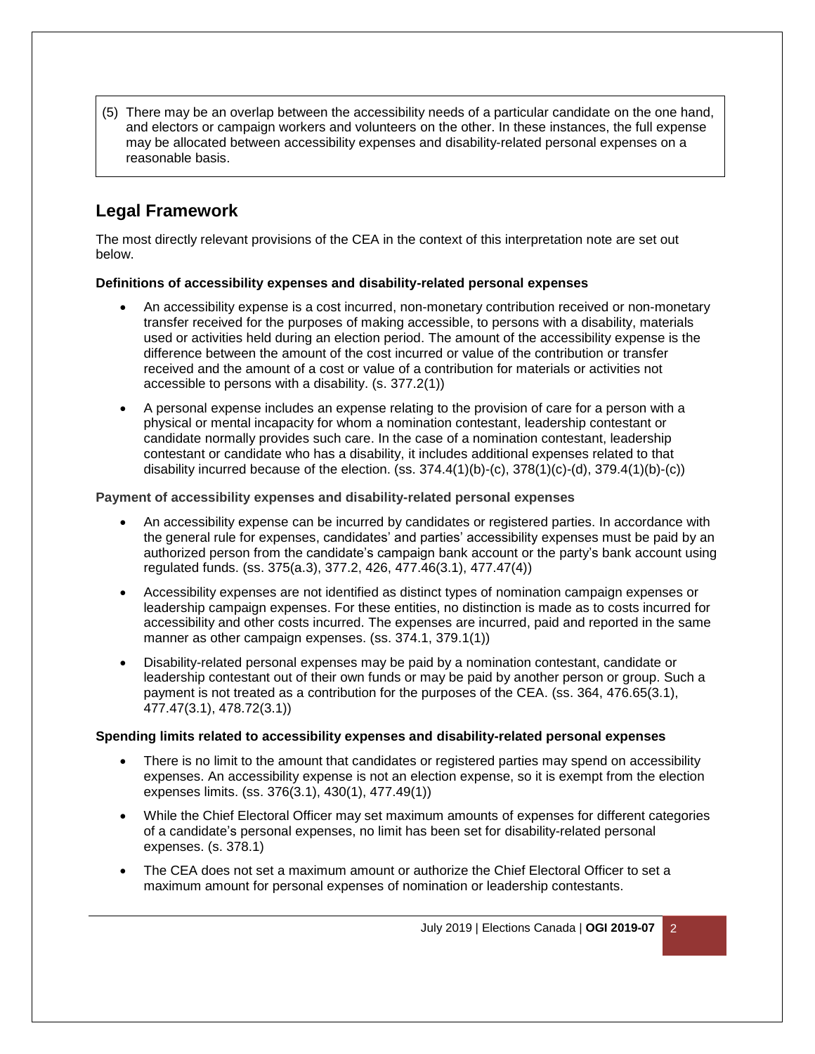(5) There may be an overlap between the accessibility needs of a particular candidate on the one hand, and electors or campaign workers and volunteers on the other. In these instances, the full expense may be allocated between accessibility expenses and disability-related personal expenses on a reasonable basis.

## Legal Framework

The most directly relevant provisions of the CEA in the context of this interpretation note are set out below.

**Definitions of accessibility expenses and disability-related personal expenses**

- An accessibility expense is a cost incurred, non-monetary contribution received or non-monetary transfer received for the purposes of making accessible, to persons with a disability, materials used or activities held during an election period. The amount of the accessibility expense is the difference between the amount of the cost incurred or value of the contribution or transfer received and the amount of a cost or value of a contribution for materials or activities not accessible to persons with a disability. (s. 377.2(1))
- A personal expense includes an expense relating to the provision of care for a person with a physical or mental incapacity for whom a nomination contestant, leadership contestant or candidate normally provides such care. In the case of a nomination contestant, leadership contestant or candidate who has a disability, it includes additional expenses related to that disability incurred because of the election. (ss. 374.4(1)(b)-(c), 378(1)(c)-(d), 379.4(1)(b)-(c))

**Payment of accessibility expenses and disability-related personal expenses**

- An accessibility expense can be incurred by candidates or registered parties. In accordance with the general rule for expenses, candidates' and parties' accessibility expenses must be paid by an authorized person from the candidate's campaign bank account or the party's bank account using regulated funds. (ss. 375(a.3), 377.2, 426, 477.46(3.1), 477.47(4))
- Accessibility expenses are not identified as distinct types of nomination campaign expenses or leadership campaign expenses. For these entities, no distinction is made as to costs incurred for accessibility and other costs incurred. The expenses are incurred, paid and reported in the same manner as other campaign expenses. (ss. 374.1, 379.1(1))
- Disability-related personal expenses may be paid by a nomination contestant, candidate or leadership contestant out of their own funds or may be paid by another person or group. Such a payment is not treated as a contribution for the purposes of the CEA. (ss. 364, 476.65(3.1), 477.47(3.1), 478.72(3.1))

**Spending limits related to accessibility expenses and disability-related personal expenses**

- There is no limit to the amount that candidates or registered parties may spend on accessibility expenses. An accessibility expense is not an election expense, so it is exempt from the election expenses limits. (ss. 376(3.1), 430(1), 477.49(1))
- While the Chief Electoral Officer may set maximum amounts of expenses for different categories of a candidate's personal expenses, no limit has been set for disability-related personal expenses. (s. 378.1)
- The CEA does not set a maximum amount or authorize the Chief Electoral Officer to set a maximum amount for personal expenses of nomination or leadership contestants.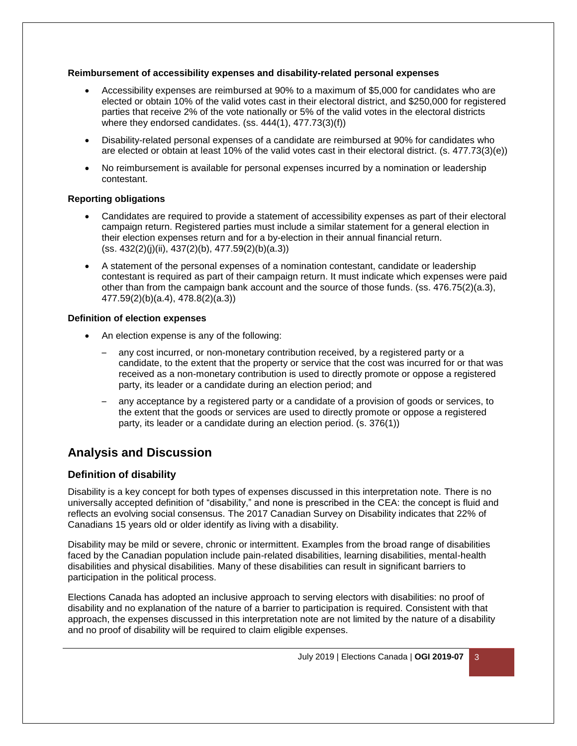**Reimbursement of accessibility expenses and disability-related personal expenses**

- Accessibility expenses are reimbursed at 90% to a maximum of $5,000 for candidates who are elected or obtain 10% of the valid votes cast in their electoral district, and $250,000 for registered parties that receive 2% of the vote nationally or 5% of the valid votes in the electoral districts where they endorsed candidates. (ss. 444(1), 477.73(3)(f))
- Disability-related personal expenses of a candidate are reimbursed at 90% for candidates who are elected or obtain at least 10% of the valid votes cast in their electoral district. (s. 477.73(3)(e))
- No reimbursement is available for personal expenses incurred by a nomination or leadership contestant.

**Reporting obligations**

- Candidates are required to provide a statement of accessibility expenses as part of their electoral campaign return. Registered parties must include a similar statement for a general election in their election expenses return and for a by-election in their annual financial return. (ss. 432(2)(j)(ii), 437(2)(b), 477.59(2)(b)(a.3))
- A statement of the personal expenses of a nomination contestant, candidate or leadership contestant is required as part of their campaign return. It must indicate which expenses were paid other than from the campaign bank account and the source of those funds. (ss. 476.75(2)(a.3), 477.59(2)(b)(a.4), 478.8(2)(a.3))

**Definition of election expenses**

- An election expense is any of the following:
  - any cost incurred, or non-monetary contribution received, by a registered party or a candidate, to the extent that the property or service that the cost was incurred for or that was received as a non-monetary contribution is used to directly promote or oppose a registered party, its leader or a candidate during an election period; and
  - any acceptance by a registered party or a candidate of a provision of goods or services, to the extent that the goods or services are used to directly promote or oppose a registered party, its leader or a candidate during an election period. (s. 376(1))

## Analysis and Discussion

### Definition of disability

Disability is a key concept for both types of expenses discussed in this interpretation note. There is no universally accepted definition of "disability," and none is prescribed in the CEA: the concept is fluid and reflects an evolving social consensus. The 2017 Canadian Survey on Disability indicates that 22% of Canadians 15 years old or older identify as living with a disability.

Disability may be mild or severe, chronic or intermittent. Examples from the broad range of disabilities faced by the Canadian population include pain-related disabilities, learning disabilities, mental-health disabilities and physical disabilities. Many of these disabilities can result in significant barriers to participation in the political process.

Elections Canada has adopted an inclusive approach to serving electors with disabilities: no proof of disability and no explanation of the nature of a barrier to participation is required. Consistent with that approach, the expenses discussed in this interpretation note are not limited by the nature of a disability and no proof of disability will be required to claim eligible expenses.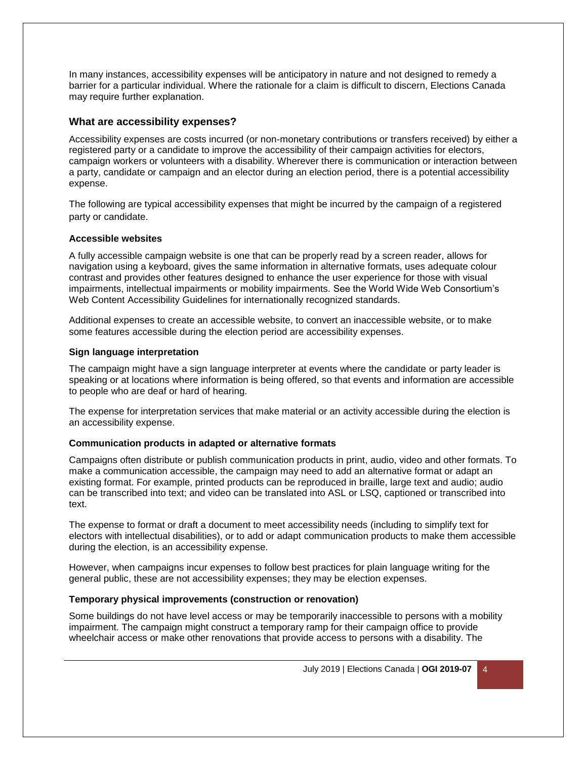In many instances, accessibility expenses will be anticipatory in nature and not designed to remedy a barrier for a particular individual. Where the rationale for a claim is difficult to discern, Elections Canada may require further explanation.

## What are accessibility expenses?

Accessibility expenses are costs incurred (or non-monetary contributions or transfers received) by either a registered party or a candidate to improve the accessibility of their campaign activities for electors, campaign workers or volunteers with a disability. Wherever there is communication or interaction between a party, candidate or campaign and an elector during an election period, there is a potential accessibility expense.

The following are typical accessibility expenses that might be incurred by the campaign of a registered party or candidate.

#### Accessible websites

A fully accessible campaign website is one that can be properly read by a screen reader, allows for navigation using a keyboard, gives the same information in alternative formats, uses adequate colour contrast and provides other features designed to enhance the user experience for those with visual impairments, intellectual impairments or mobility impairments. See the World Wide Web Consortium's Web Content Accessibility Guidelines for internationally recognized standards.

Additional expenses to create an accessible website, to convert an inaccessible website, or to make some features accessible during the election period are accessibility expenses.

#### Sign language interpretation

The campaign might have a sign language interpreter at events where the candidate or party leader is speaking or at locations where information is being offered, so that events and information are accessible to people who are deaf or hard of hearing.

The expense for interpretation services that make material or an activity accessible during the election is an accessibility expense.

#### Communication products in adapted or alternative formats

Campaigns often distribute or publish communication products in print, audio, video and other formats. To make a communication accessible, the campaign may need to add an alternative format or adapt an existing format. For example, printed products can be reproduced in braille, large text and audio; audio can be transcribed into text; and video can be translated into ASL or LSQ, captioned or transcribed into text.

The expense to format or draft a document to meet accessibility needs (including to simplify text for electors with intellectual disabilities), or to add or adapt communication products to make them accessible during the election, is an accessibility expense.

However, when campaigns incur expenses to follow best practices for plain language writing for the general public, these are not accessibility expenses; they may be election expenses.

#### Temporary physical improvements (construction or renovation)

Some buildings do not have level access or may be temporarily inaccessible to persons with a mobility impairment. The campaign might construct a temporary ramp for their campaign office to provide wheelchair access or make other renovations that provide access to persons with a disability. The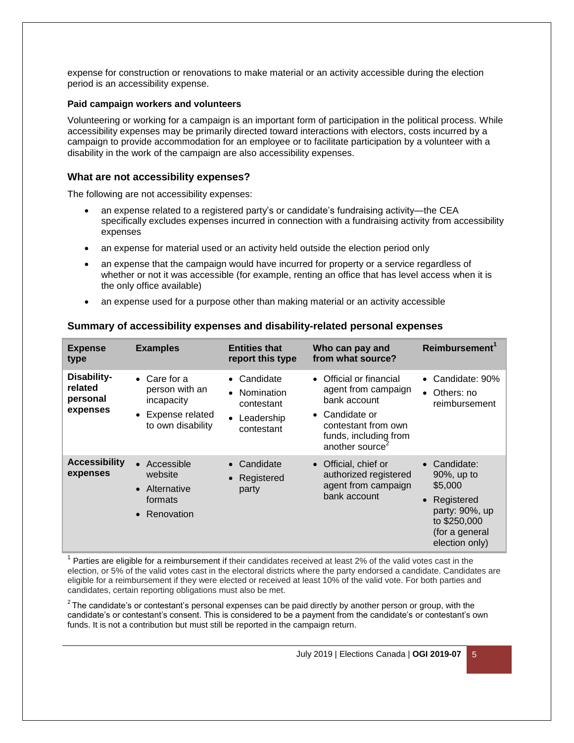expense for construction or renovations to make material or an activity accessible during the election period is an accessibility expense.

**Paid campaign workers and volunteers**

Volunteering or working for a campaign is an important form of participation in the political process. While accessibility expenses may be primarily directed toward interactions with electors, costs incurred by a campaign to provide accommodation for an employee or to facilitate participation by a volunteer with a disability in the work of the campaign are also accessibility expenses.

### What are not accessibility expenses?

The following are not accessibility expenses:

- an expense related to a registered party's or candidate's fundraising activity—the CEA specifically excludes expenses incurred in connection with a fundraising activity from accessibility expenses
- an expense for material used or an activity held outside the election period only
- an expense that the campaign would have incurred for property or a service regardless of whether or not it was accessible (for example, renting an office that has level access when it is the only office available)
- an expense used for a purpose other than making material or an activity accessible

### Summary of accessibility expenses and disability-related personal expenses

| Expense type | Examples | Entities that report this type | Who can pay and from what source? | Reimbursement[1] |
|---|---|---|---|---|
| **Disability-related personal expenses** | • Care for a person with an incapacity<br>• Expense related to own disability | • Candidate<br>• Nomination contestant<br>• Leadership contestant | • Official or financial agent from campaign bank account<br>• Candidate or contestant from own funds, including from another source[2] | • Candidate: 90%<br>• Others: no reimbursement |
| **Accessibility expenses** | • Accessible website<br>• Alternative formats<br>• Renovation | • Candidate<br>• Registered party | • Official, chief or authorized registered agent from campaign bank account | • Candidate: 90%, up to $5,000<br>• Registered party: 90%, up to $250,000 (for a general election only) |

[1] Parties are eligible for a reimbursement if their candidates received at least 2% of the valid votes cast in the election, or 5% of the valid votes cast in the electoral districts where the party endorsed a candidate. Candidates are eligible for a reimbursement if they were elected or received at least 10% of the valid vote. For both parties and candidates, certain reporting obligations must also be met.

[2] The candidate's or contestant's personal expenses can be paid directly by another person or group, with the candidate's or contestant's consent. This is considered to be a payment from the candidate's or contestant's own funds. It is not a contribution but must still be reported in the campaign return.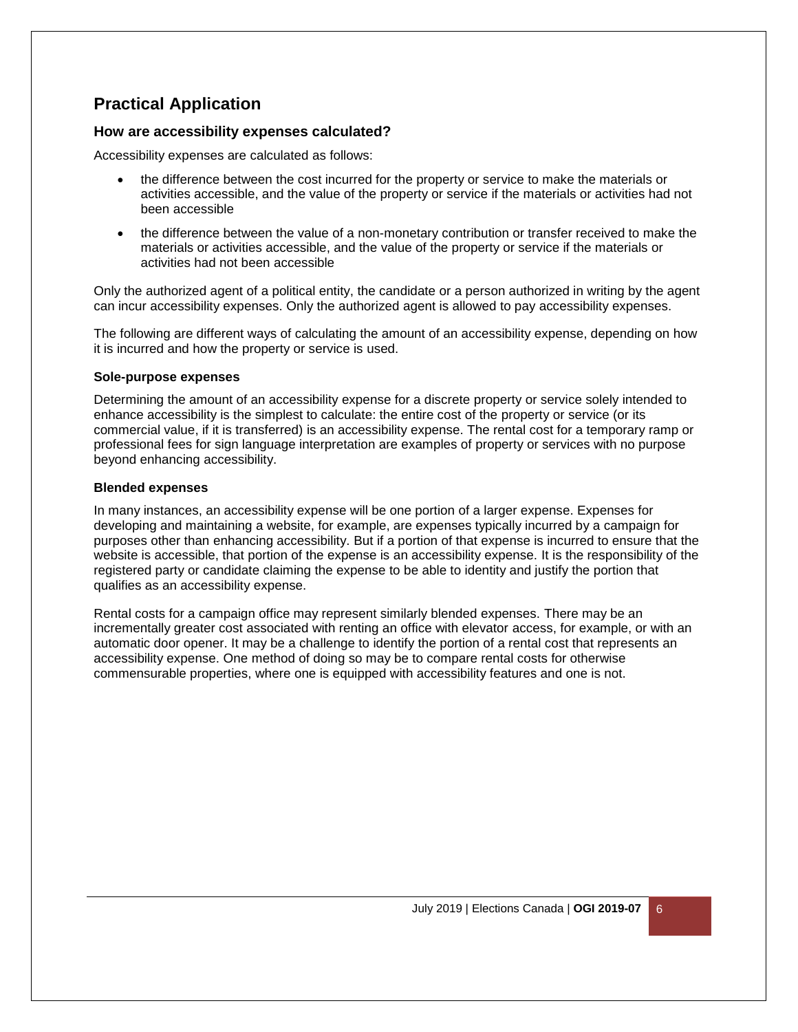## Practical Application

### How are accessibility expenses calculated?

Accessibility expenses are calculated as follows:

- the difference between the cost incurred for the property or service to make the materials or activities accessible, and the value of the property or service if the materials or activities had not been accessible
- the difference between the value of a non-monetary contribution or transfer received to make the materials or activities accessible, and the value of the property or service if the materials or activities had not been accessible

Only the authorized agent of a political entity, the candidate or a person authorized in writing by the agent can incur accessibility expenses. Only the authorized agent is allowed to pay accessibility expenses.

The following are different ways of calculating the amount of an accessibility expense, depending on how it is incurred and how the property or service is used.

#### Sole-purpose expenses

Determining the amount of an accessibility expense for a discrete property or service solely intended to enhance accessibility is the simplest to calculate: the entire cost of the property or service (or its commercial value, if it is transferred) is an accessibility expense. The rental cost for a temporary ramp or professional fees for sign language interpretation are examples of property or services with no purpose beyond enhancing accessibility.

#### Blended expenses

In many instances, an accessibility expense will be one portion of a larger expense. Expenses for developing and maintaining a website, for example, are expenses typically incurred by a campaign for purposes other than enhancing accessibility. But if a portion of that expense is incurred to ensure that the website is accessible, that portion of the expense is an accessibility expense. It is the responsibility of the registered party or candidate claiming the expense to be able to identity and justify the portion that qualifies as an accessibility expense.

Rental costs for a campaign office may represent similarly blended expenses. There may be an incrementally greater cost associated with renting an office with elevator access, for example, or with an automatic door opener. It may be a challenge to identify the portion of a rental cost that represents an accessibility expense. One method of doing so may be to compare rental costs for otherwise commensurable properties, where one is equipped with accessibility features and one is not.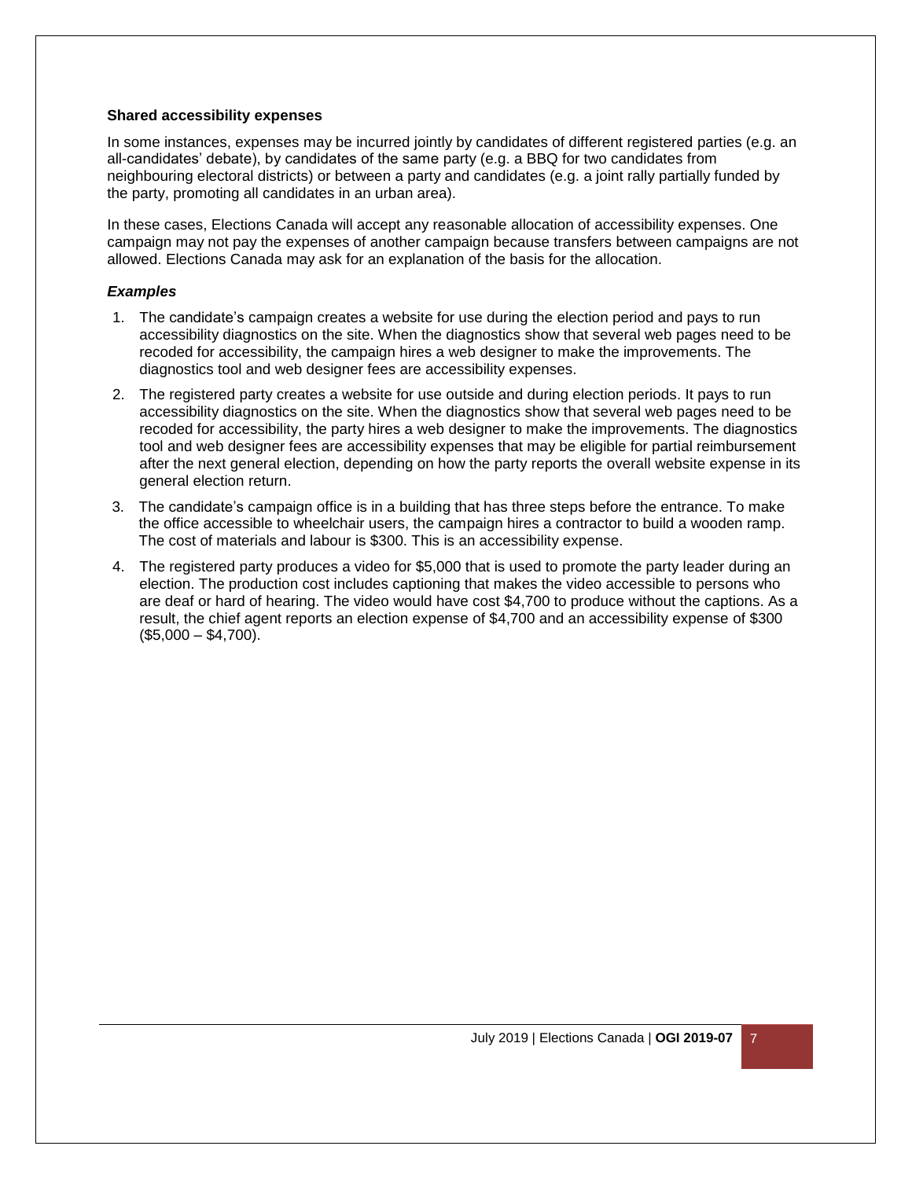**Shared accessibility expenses**

In some instances, expenses may be incurred jointly by candidates of different registered parties (e.g. an all-candidates' debate), by candidates of the same party (e.g. a BBQ for two candidates from neighbouring electoral districts) or between a party and candidates (e.g. a joint rally partially funded by the party, promoting all candidates in an urban area).

In these cases, Elections Canada will accept any reasonable allocation of accessibility expenses. One campaign may not pay the expenses of another campaign because transfers between campaigns are not allowed. Elections Canada may ask for an explanation of the basis for the allocation.

***Examples***

1. The candidate's campaign creates a website for use during the election period and pays to run accessibility diagnostics on the site. When the diagnostics show that several web pages need to be recoded for accessibility, the campaign hires a web designer to make the improvements. The diagnostics tool and web designer fees are accessibility expenses.
2. The registered party creates a website for use outside and during election periods. It pays to run accessibility diagnostics on the site. When the diagnostics show that several web pages need to be recoded for accessibility, the party hires a web designer to make the improvements. The diagnostics tool and web designer fees are accessibility expenses that may be eligible for partial reimbursement after the next general election, depending on how the party reports the overall website expense in its general election return.
3. The candidate's campaign office is in a building that has three steps before the entrance. To make the office accessible to wheelchair users, the campaign hires a contractor to build a wooden ramp. The cost of materials and labour is $300. This is an accessibility expense.
4. The registered party produces a video for $5,000 that is used to promote the party leader during an election. The production cost includes captioning that makes the video accessible to persons who are deaf or hard of hearing. The video would have cost $4,700 to produce without the captions. As a result, the chief agent reports an election expense of $4,700 and an accessibility expense of $300 ($5,000 – $4,700).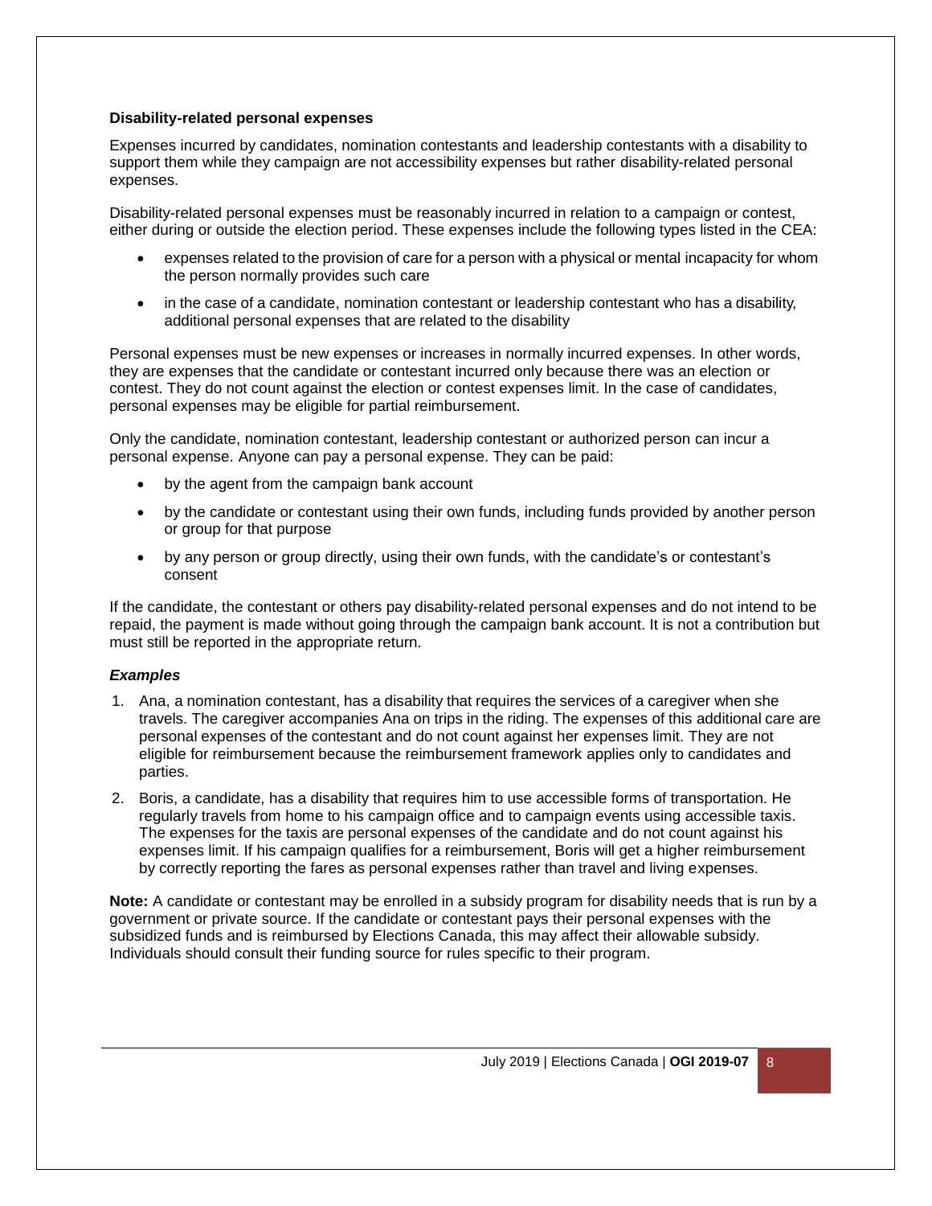**Disability-related personal expenses**

Expenses incurred by candidates, nomination contestants and leadership contestants with a disability to support them while they campaign are not accessibility expenses but rather disability-related personal expenses.

Disability-related personal expenses must be reasonably incurred in relation to a campaign or contest, either during or outside the election period. These expenses include the following types listed in the CEA:

- expenses related to the provision of care for a person with a physical or mental incapacity for whom the person normally provides such care
- in the case of a candidate, nomination contestant or leadership contestant who has a disability, additional personal expenses that are related to the disability

Personal expenses must be new expenses or increases in normally incurred expenses. In other words, they are expenses that the candidate or contestant incurred only because there was an election or contest. They do not count against the election or contest expenses limit. In the case of candidates, personal expenses may be eligible for partial reimbursement.

Only the candidate, nomination contestant, leadership contestant or authorized person can incur a personal expense. Anyone can pay a personal expense. They can be paid:

- by the agent from the campaign bank account
- by the candidate or contestant using their own funds, including funds provided by another person or group for that purpose
- by any person or group directly, using their own funds, with the candidate's or contestant's consent

If the candidate, the contestant or others pay disability-related personal expenses and do not intend to be repaid, the payment is made without going through the campaign bank account. It is not a contribution but must still be reported in the appropriate return.

***Examples***

1. Ana, a nomination contestant, has a disability that requires the services of a caregiver when she travels. The caregiver accompanies Ana on trips in the riding. The expenses of this additional care are personal expenses of the contestant and do not count against her expenses limit. They are not eligible for reimbursement because the reimbursement framework applies only to candidates and parties.
2. Boris, a candidate, has a disability that requires him to use accessible forms of transportation. He regularly travels from home to his campaign office and to campaign events using accessible taxis. The expenses for the taxis are personal expenses of the candidate and do not count against his expenses limit. If his campaign qualifies for a reimbursement, Boris will get a higher reimbursement by correctly reporting the fares as personal expenses rather than travel and living expenses.

**Note:** A candidate or contestant may be enrolled in a subsidy program for disability needs that is run by a government or private source. If the candidate or contestant pays their personal expenses with the subsidized funds and is reimbursed by Elections Canada, this may affect their allowable subsidy. Individuals should consult their funding source for rules specific to their program.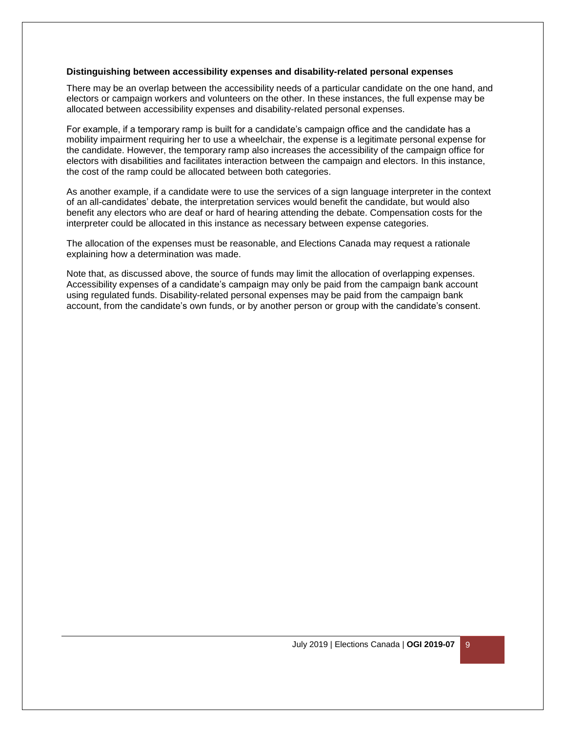**Distinguishing between accessibility expenses and disability-related personal expenses**

There may be an overlap between the accessibility needs of a particular candidate on the one hand, and electors or campaign workers and volunteers on the other. In these instances, the full expense may be allocated between accessibility expenses and disability-related personal expenses.

For example, if a temporary ramp is built for a candidate's campaign office and the candidate has a mobility impairment requiring her to use a wheelchair, the expense is a legitimate personal expense for the candidate. However, the temporary ramp also increases the accessibility of the campaign office for electors with disabilities and facilitates interaction between the campaign and electors. In this instance, the cost of the ramp could be allocated between both categories.

As another example, if a candidate were to use the services of a sign language interpreter in the context of an all-candidates' debate, the interpretation services would benefit the candidate, but would also benefit any electors who are deaf or hard of hearing attending the debate. Compensation costs for the interpreter could be allocated in this instance as necessary between expense categories.

The allocation of the expenses must be reasonable, and Elections Canada may request a rationale explaining how a determination was made.

Note that, as discussed above, the source of funds may limit the allocation of overlapping expenses. Accessibility expenses of a candidate's campaign may only be paid from the campaign bank account using regulated funds. Disability-related personal expenses may be paid from the campaign bank account, from the candidate's own funds, or by another person or group with the candidate's consent.